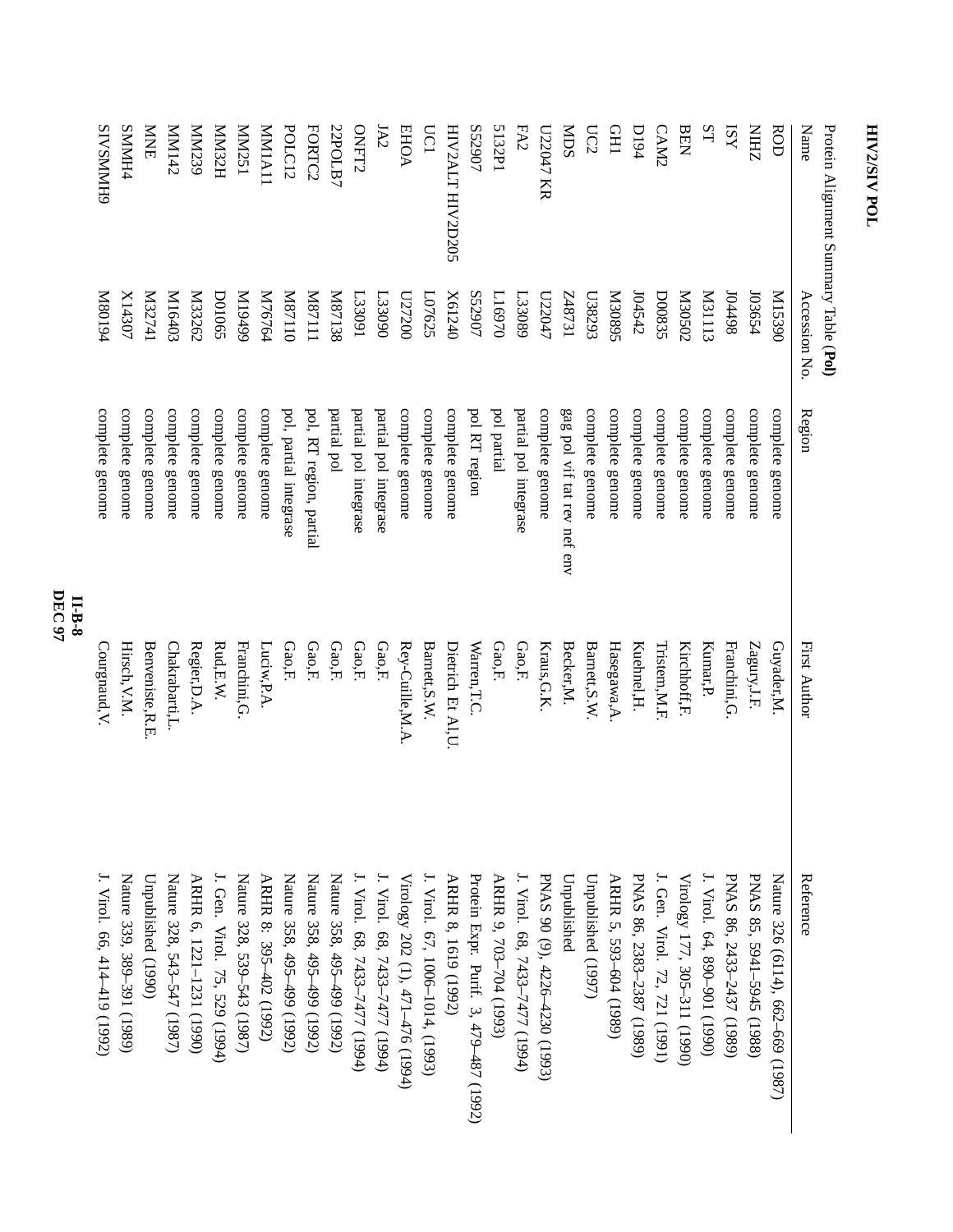# HIV2/SIV POL

Protein Alignment Summary Table **(Pol)**

| Name | Accession No. | Region | First Author | Reference |
|---|---|---|---|---|
| ROD | M15390 | complete genome | Guyader,M. | Nature 326 (6114), 662–669 (1987) |
| NIHZ | J03654 | complete genome | Zagury,J.F. | PNAS 85, 5941–5945 (1988) |
| ISY | J04498 | complete genome | Franchini,G. | PNAS 86, 2433–2437 (1989) |
| ST | M31113 | complete genome | Kumar,P. | J. Virol. 64, 890–901 (1990) |
| BEN | M30502 | complete genome | Kirchhoff,F. | Virology 177, 305–311 (1990) |
| CAM2 | D00835 | complete genome | Tristem,M.F. | J. Gen. Virol. 72, 721 (1991) |
| D194 | J04542 | complete genome | Kuehnel,H. | PNAS 86, 2383–2387 (1989) |
| GH1 | M30895 | complete genome | Hasegawa,A. | ARHR 5, 593–604 (1989) |
| UC2 | U38293 | complete genome | Barnett,S.W. | Unpublished (1997) |
| MDS | Z48731 | gag pol vif tat rev nef env | Becker,M. | Unpublished |
| U22047 KR | U22047 | complete genome | Kraus,G.K. | PNAS 90 (9), 4226–4230 (1993) |
| FA2 | L33089 | partial pol integrase | Gao,F. | J. Virol. 68, 7433–7477 (1994) |
| 5132P1 | L16970 | pol partial | Gao,F. | ARHR 9, 703–704 (1993) |
| S52907 | S52907 | pol RT region | Warren,T.C. | Protein Expr. Purif. 3, 479–487 (1992) |
| HIV2ALT HIV2D205 | X61240 | complete genome | Dietrich Et Al,U. | ARHR 8, 1619 (1992) |
| UC1 | L07625 | complete genome | Barnett,S.W. | J. Virol. 67, 1006–1014, (1993) |
| EHOA | U27200 | complete genome | Rey-Cuille,M.A. | Virology 202 (1), 471–476 (1994) |
| JA2 | L33090 | partial pol integrase | Gao,F. | J. Virol. 68, 7433–7477 (1994) |
| ONFT2 | L33091 | partial pol integrase | Gao,F. | J. Virol. 68, 7433–7477 (1994) |
| 22POLB7 | M87138 | partial pol | Gao,F. | Nature 358, 495–499 (1992) |
| FORTC2 | M87111 | pol, RT region, partial | Gao,F. | Nature 358, 495–499 (1992) |
| POLC12 | M87110 | pol, partial integrase | Gao,F. | Nature 358, 495–499 (1992) |
| MM1A11 | M76764 | complete genome | Luciw,P.A. | ARHR 8: 395–402 (1992) |
| MM251 | M19499 | complete genome | Franchini,G. | Nature 328, 539–543 (1987) |
| MM32H | D01065 | complete genome | Rud,E.W. | J. Gen. Virol. 75, 529 (1994) |
| MM239 | M33262 | complete genome | Regier,D.A. | ARHR 6, 1221–1231 (1990) |
| MM142 | M16403 | complete genome | Chakrabarti,L. | Nature 328, 543–547 (1987) |
| MNE | M32741 | complete genome | Benveniste,R.E. | Unpublished (1990) |
| SMMH4 | X14307 | complete genome | Hirsch,V.M. | Nature 339, 389–391 (1989) |
| SIVSMMH9 | M80194 | complete genome | Courgnaud,V. | J. Virol. 66, 414–419 (1992) |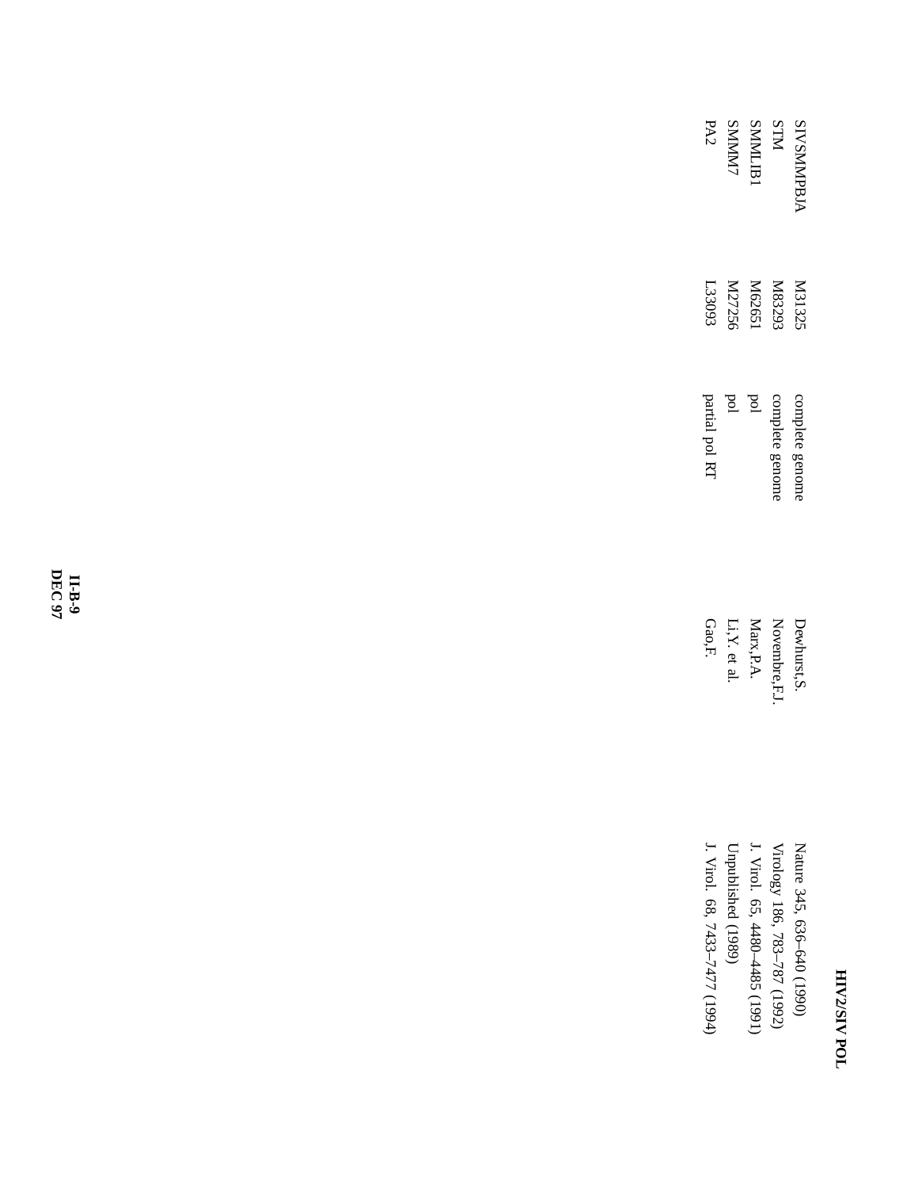| | | | | |
|---|---|---|---|---|
| SIVSMMPBJA | M31325 | complete genome | Dewhurst,S. | Nature 345, 636–640 (1990) |
| STM | M83293 | complete genome | Novembre,F.J. | Virology 186, 783–787 (1992) |
| SMMLIB1 | M62651 | pol | Marx,P.A. | J. Virol. 65, 4480–4485 (1991) |
| SMMM7 | M27256 | pol | Li,Y. et al. | Unpublished (1989) |
| PA2 | L33093 | partial pol RT | Gao,F. | J. Virol. 68, 7433–7477 (1994) |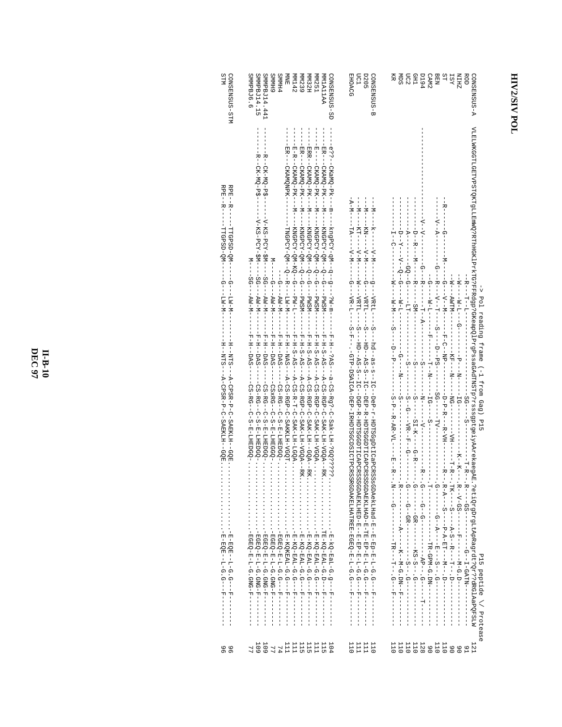# HIV2/SIV POL

```
                                   -> Pol reading frame (-1 from Gag) P15                                              P15 peptide \/ Protease
CONSENSUS-A  VLELWKGGTLCETVPSTQKTgLLEmWQ?RTHNGKlPrKTG?FFRdgp?GkeapQlPrgPssaGADTNSTp?rsssgptgeiyAAreKaegAE.?etiQrgDrglLApRagrdtQr?dRGlAaPQFSLW  121
ROD          --------------------------------------------R---T--L---------------------SG----S--------T-R---R----GS----------G--I-GATN---------   91
NIHZ         -W---W-L---G--------P---N------IG--------K--K---R--V-GS-----F-------M-G-D---------   90
ISY          -W---AWTM---------KF---N------NG------VH-----T-R--TK---S----A-S--R----T---D---------   90
ST           -R------G--------M---G---V--M-------F-C--NP-------D-P-R---R-VH------R----R-A---S---P-A-ET--M---D---------  110
BEN          ----V-A-------G---R---V--T-----S----D--PS------SG----TV-----------G-----G--A---E--S---G---------  110
CAM2         ------G---W-L-------F----T-T-N------IG-----S-------------------T-------------TR-GPM-G.DN---------   90
D194         ---------V-V--------G---R------T-A-------S-------N-------V-------R----G----G-G--------AP--G----T----  128
GH1          -----------D--R---M---R-----SM-----------S--------S------SI-K-----G-R-----G------GR-----KS-S--G---------  110
UC2          -----------A---------GQ--G----LT----------S---------S-G----VR--F--G-------G----G-GR------S---G---------  110
MDS          -----------D--Y----V---Q--G----W-L---------G-----N--------S----------R------A---------K---M-G.DN----F-----  110
KR           -----------I--C-------W-----W-M------S-----D--P--------S-P---R-AR-VL----E---R---N----G--------TR---T---G---F------  110

CONSENSUS-B  ---M---k-----V-M-----g---VRtL-----S---hd--as-s--IC--DeP-r-HDTSGgDtICaPCRSSSGDAekLHad-E--E-Ep-E-L-G-G---F------  110
D205         ---M---KN----V-M-----G---VRTL-----S---HD--AS-S--IC--DEP-R-HDTSGGDTICAPCRSSSGDAEKLHAD-E-TE-EP-E-L-G-G---F------  111
UC1          ---M---KT----V-M-----W---VRTL-----S---HD--AS-S--IC--DGP-R-HDTSGGDTICAPCRSSSGDAEKLHED-E--E-EP-E-L-G-G---F------  111
EHOACG       -A-M---TA----V-M-----G---VR-L-----S-F---GTP-DSAICA-DEP-IRHDTSGGDSICTPCRSSRGDAKELHATREE-EGEQ-E-L-G-G---F------  110

CONSENSUS-SD ----e??--CKaMQ-Pk---m---kngPCY-qM--q--g---?W-m------F-H---?AS----a-CS-Rg?-C-Sak-LH-?GQ?????.......-E-KQ-EaL-G-g---F------  104
MM1A11AA     ----ER---CKAMQ-PK---M---KNGPCY-QM--Q--G---PWSM------F-H-S-AS----A-CS-RGP-C-SAK-LH-VGQA--RK.........TE-KQ-EAL-G-D---F------  115
MM251        ----E----CKAMQ-PK---M---KNGPCY-QM--Q--G---PWSM------F-H-S-AS----A-CS-RGP-C-SAK-LH-VGQA.............E-KQ-EAL-G-G---F------  111
MM32H        ----ERR--CKAMQ-PK---M---KNGPCY-QM--Q--G---PWSM------F-H-S-AS----A-CS-RGP-C-SAK-LH--GQA--RK..........E-KQ-EAL-G-G---F------  115
MM239        ----ER---CKAMQ-PK---M---KNGPCY-QM--Q--G---PWSM------F-H-S-AS----A-CS-RGP-C-SAK-LH-VGQA--RK..........E-KQ-EAL-G-G---F------  115
MM142        ----E-R--CKAMQ-PK---M---KNGPCY-QM-KQ--G---PW-L------F-H-S-AS----A-CS-R-T-C-SAK-LH-LGQA.............E-KQ-EAL-G-G---F------  111
MNE          ----ER---CKAMQNPK-------TNGPCY-QM--Q--R---LW-M------F-H--NAS----A-CS-RGP-C-SAKKLH-VGQT.............E-KQKEAL-G-G---F------  111
SMMH4        ------------------------------------G---AW-M------F-H--DAS-----CS-RG--C-S-E-LHEDGQ..................EGEQ-E-L-G-G---F------   74
SMMH9        --------------------------M------G---AW-M------F-H--DAS-----CSxRG--C-S-E-LHEGGQ..................EGEQ-E-L-G.GNG-F------   77
SMMPBJ14.441 -------R--CK-MQ-P$------V-KS-PCY-$M---SG---AW-M------F-H--DAS-----CS-RG--C-S-E-LHEDGQ..................EGEQ-E-L-G.GNG-F------  109
SMMPBJ14.15  -------R--CK-MQ-P$------V-KS-PCY-$M---SG---AW-M------F-H--DAS-----CS-RG--C-S-E-LHEDGQ..................EGEQ-E-L-G.GNG-F------  109
SMMPBJ6.6    --------------------------M---SG---AW-M------F-H--DAS-----CS-RG--C-S-E-LHEDGQ..................EGEQ-E-L-G.GNG-F------   77

CONSENSUS-STM RPE--R------TTGPSD-QM------G-----LW-M------H--NTS----A-CPSR-P-C-SAEKLH--GQE..............-E-EQE--L-G-G---F------   96
STM           RPE--R------TTGPSD-QM------G-----LW-M------H--NTS----A-CPSR-P-C-SAEKLH--GQE..............-E-EQE--L-G-G---F------   96
```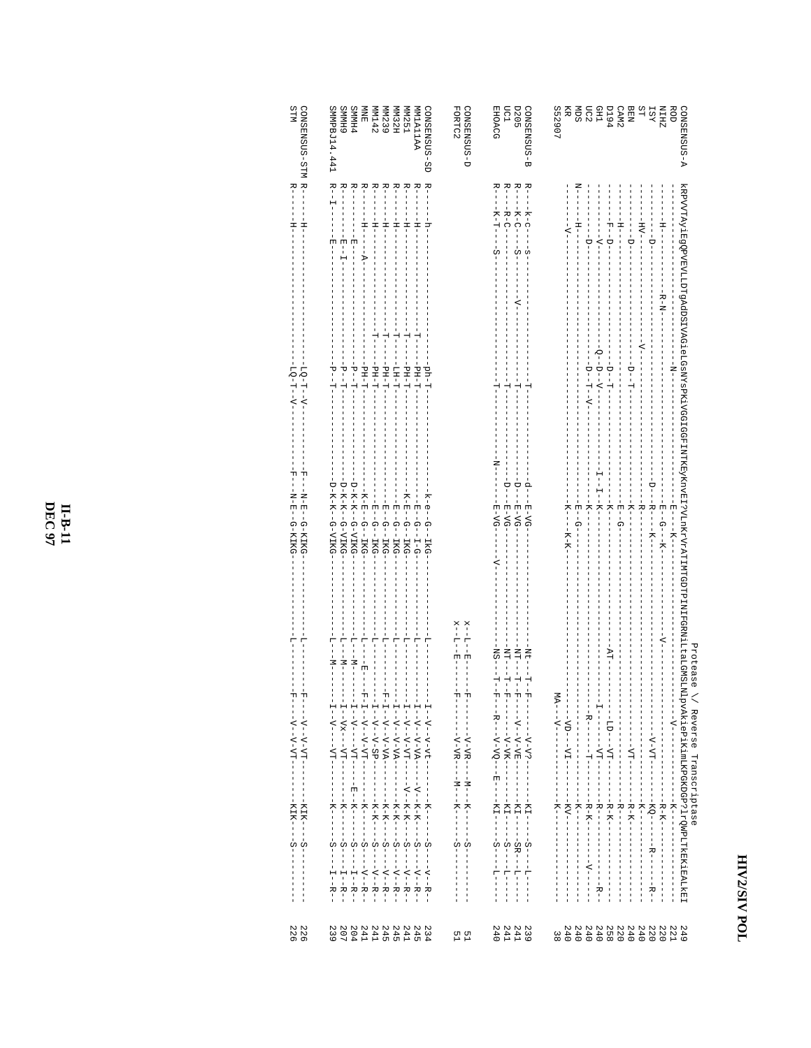## HIV2/SIV POL

Protease \/ Reverse Transcriptase

```
CONSENSUS-A   kRPVVTAyiEgQPVEVLLDTgADDSIVAGieLGsNYsPKiVGGIGGFINTKEyKnVEIfVLnKrVrATIMTGDTPINIFGRNiltaLGMSLNlpvAkiePiKimLKPGKDGP?lrQWPLTKEKieALKEI  249
ROD           -------------------------N--------------------------E----K--------------------------------V----------------------------K-----------  221
NIHZ          -----H-------R-N------------------------------------E--G---K-------------------V--------------------------------------R-K-----------  220
ISY           -----D---------------------------------------------D--R----K-------------------------------------V-VT---------------KQ-----R-----R-  220
ST            -----HV--------------V-----------------------------------R---------------------------------------------------------K-------------  240
BEN           -----D---------------D-T---------------------------------K------------------------------------------VT----------------R-K-----------  240
CAM2          -----H---------------------------------------------------E--G------------------------------------------------------R---------------  220
D194          -----F-D-------------D-T---------------------------------K----------------------AT---------LD---VT--------------------R-K-----------  258
GH1           -----V---------------Q--D-V------------------------I--I--K------------------------------I-------VT---------------R-----------------  240
UC2           -----D---------------D--T--V-----------------------------K----------------------------------R-----T--------------R-K--------V------  240
MDS           -----H---------------------------------------------------E--G------------------------------------------------------K-------------R-  240
KR            N----H---------------------------------------------------K-----K-K-----------------------------VD-----VI-------------KV---------------  240
SS2907        -------V---------------------------------------------------------------------------------MA--V-------------------K-------------------  38

CONSENSUS-B   R---k-c----s-------------T------------------------------d--E-VG----------------------Nt---T--F-------V-V?--------KI-----S---L-----  239
D205          R---K-C----S------V------T------------------------------D--E-VG----------------------NT---T--F-------V--V-VE------KI-----SR---L-----  241
UC1           R---R-C------------------T------------------------------D--E-VG----------------------NT---T--F---------V-VK-------KI-----S---L-----  241
EHOACG        R---K-T----S-------------T------------------N-----------E-VG-----V------------------NS--T--F---R---V-VQ---E-----KI-----S---L-----  240

CONSENSUS-D                                                                                        x--L--E-------F---------V-VR-----M---K-----S---------  51
FORTC2                                                                                             x--L--E-------F---------V-VR-----M---K-----S---------  51

CONSENSUS-SD  R-----h-------------------ph-T----------------------k-e--G--IKG-----------------L-----------I--V---v-vt-----K------S----V--R-  234
MM1A11AA      R-----H--------------T----PH-T----------------------E--G--I-G------------------L-----------I--V---V-VA-----V--K-K-----S----V--R-  245
MM251         R-----H--------------T----PH-T----------------------K-E--G--IKG------------------L-----------I--V---V-VT-----V--K-K-----S----V--R-  241
MM32H         R-----H--------------T----LH-T----------------------E--G--IKG------------------L-----------I--V---V-VA-----K-K-----S----V--R-  245
MM239         R-----H--------------T----PH-T----------------------E--G--IKG------------------L-----------F-I--V---V-VA-----K-K-----S----V--R-  245
MM142         R-----H--------------T----PH-T----------------------E--G--IKG------------------L-----------I--V---V-SP-----K-K-----S----V--R-  241
MNE           R-----H-----A-------------PH-T----------------------K-E--G--IKG------------------L-----E-----F-I--V---V-VT-----K-----S----V--R-  241
SMMH4         R-------E-----------------P--T----------------------D-K--G--VIKG------------------L---M------I--V---VT-----E--K-----S----I--R-  204
SMMH9         R-------E--I--------------P--T----------------------D-K--G--VIKG------------------L---M------I--Vx---VT-----K-----S----I--R-  207
SMMPBJ14.441  R--I-------E--------------P--T----------------------D-K-K--G--VIKG------------------L---M------I--V---VT-----K-----S----I--R-  239

CONSENSUS-STM R-----H-------------------LQ-T--V---------------------F---N-E--G-KIKG------------------L-----------F-----V---V-VT-----KIK-----S-------  226
STM           R-----H-------------------LQ-T--V---------------------F---N-E--G-KIKG------------------L-----------F-----V---V-VT-----KIK-----S-------  226
```

II-B-11
DEC 97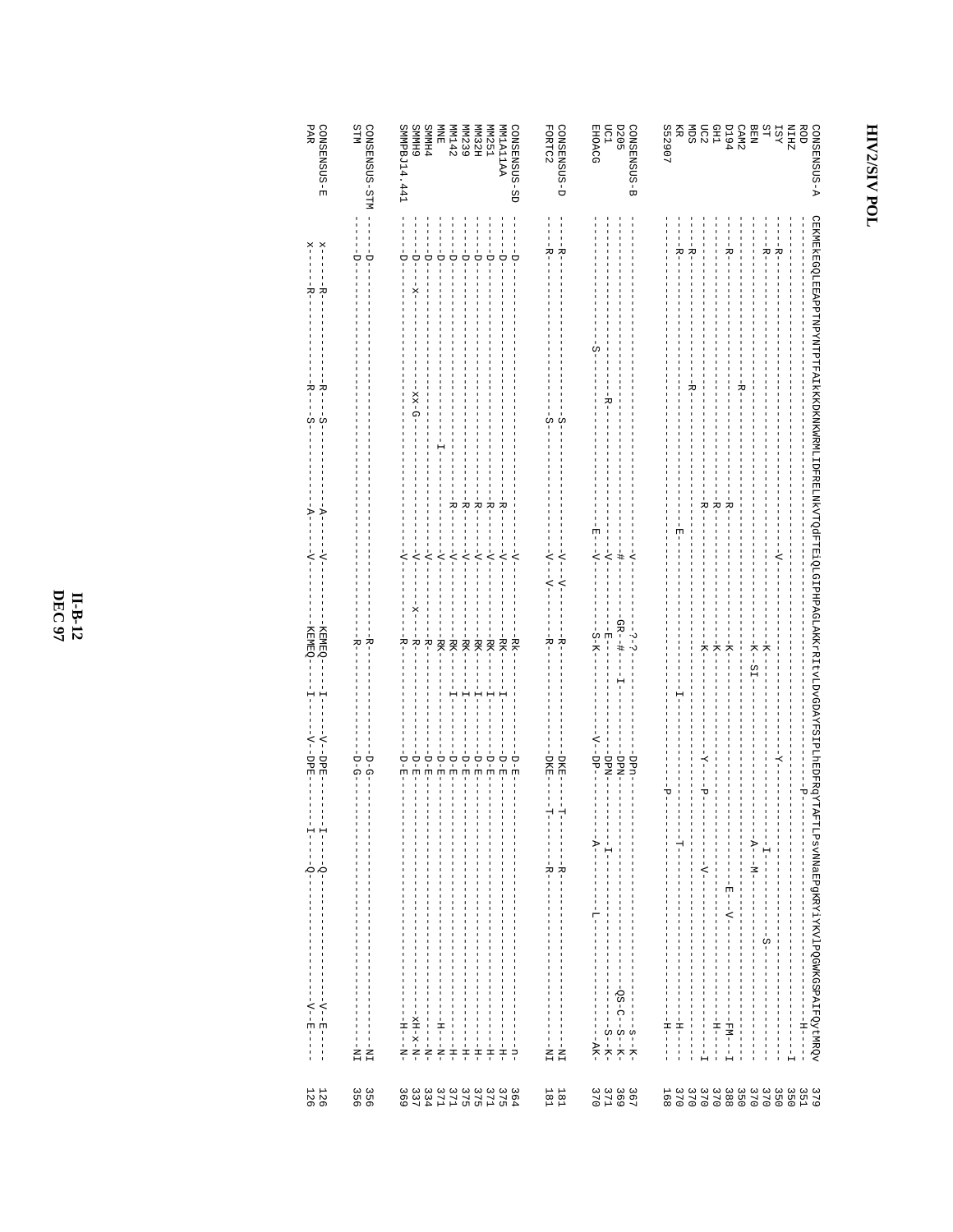# HIV2/SIV POL

```
CONSENSUS-A   CEKMEKEGQLEEAPPTNPYNTPTFAIKKKDKNKWRMLIDFRELNKVTQdFTEiQLGIPHPAGLAKKrRItvLDvGDAYFSIPLhEDFRqYTAFTLPsvNNaEPgkRYiYKVLPQGWKGSPAIFQytMRQV  379
ROD           ----------------------------------------------------------------------------------------P--------------------------------------H--  351
NIHZ          ----------------------------------------------------V----------------------------------------------------------------------------I  350
ISY           ------R----------------------------------------------------------------------------Y----------------------------------------------  350
ST            ------R-------------------------------------------------------------------------------------I------------------S------------------  370
BEN           ------------------------------------------------------------------K---------------------------------------------------------------  370
CAM2          ------------------------------------------------------------------K--SI-------------------A--M------------------------------------  350
D194          ------R--------------------------------------R--------------------K-----------------------------E-V-------------------------FM---I  388
GH1           ---------------------------------------------R--------------------K----------------------------------------------------------H----  370
UC2           ---------------------------------------------R--------------------K----------------Y----P---------V-----------------------------I  370
MDS           ------R-----------------------R---------------------------------------------------------------------------------------------------  370
KR            ------R----------------------------------------------E-----------------I---------------------T----------------------------------H--  370
S52907        ----------------------------------------------------------------------------------------P--------------------------------------H--  168

CONSENSUS-B   ----------------------------------------------------V-----------?-?----------------DPn---------------------------------------s-K--  367
D205          ----------------------------------------------------#----------GR-#----------------DPN--------------------------------QS-C--S--K--  369
UC1           -----------------------------R----------------------V------------E-------I---------DPN-----I---------------------------------S-K--  371
EHOACG        ---------------------S----------------------------E-V-----------S-K--------------V-DP------A------L----------------------------AK-  370

CONSENSUS-D   ------R----------------------------S-----------------V------------R-----------------DKE--T---R-----------------------------------NI  181
FORTC2        ------R----------------------------S-----------------V--V---------R-----------------DKE--T---R-----------------------------------NI  181

CONSENSUS-SD  ------D-------------------------------------R-------V------------Rk------I---------D-E-----------------------------------------n--  364
MM1A11AA      ------D-------------------------------------R-------V------------RK------I---------D-E-----------------------------------------H--  375
MM251         ------D-------------------------------------R-------V------------RK------I---------D-E-----------------------------------------H--  371
MM32H         ------D-------------------------------------R-------V------------RK------I---------D-E-----------------------------------------H--  375
MM239         ------D-------------------------------------R-------V------------RK------I---------D-E-----------------------------------------H--  375
MM142         ------D-------------------------------------R-------V------------RK------I---------D-E-----------------------------------------H--  371
MNE           ------D-----------------------------I---------------V------------RK------I---------D-E--------------------------------------H--N--  371
SMMH4         ------D---------------------------------------------V------------R-----------------D-E-----------------------------------------N--  334
SMMH9         ------D--x----------------------xx-G----------------V----------x-R-----------------D-E------------------------------------xH-x-N--  337
SMMPBJ14.441  ------D---------------------------------------------V------------R-----------------D-E--------------------------------------H--N--  369

CONSENSUS-STM ------D----------------------------------------------------------R-----------------D-G------------------------------------------NI  356
STM           ------D----------------------------------------------------------R-----------------D-G------------------------------------------NI  356

CONSENSUS-E   x-----R----------------------R----S----------A------V------------KEMEQ---I-------V-DPE---I--Q-------------------------------V-E---  126
PAR           x-----R----------------------R----S----------A------V------------KEMEQ---I-------V-DPE---I--Q-------------------------------V-E---  126
```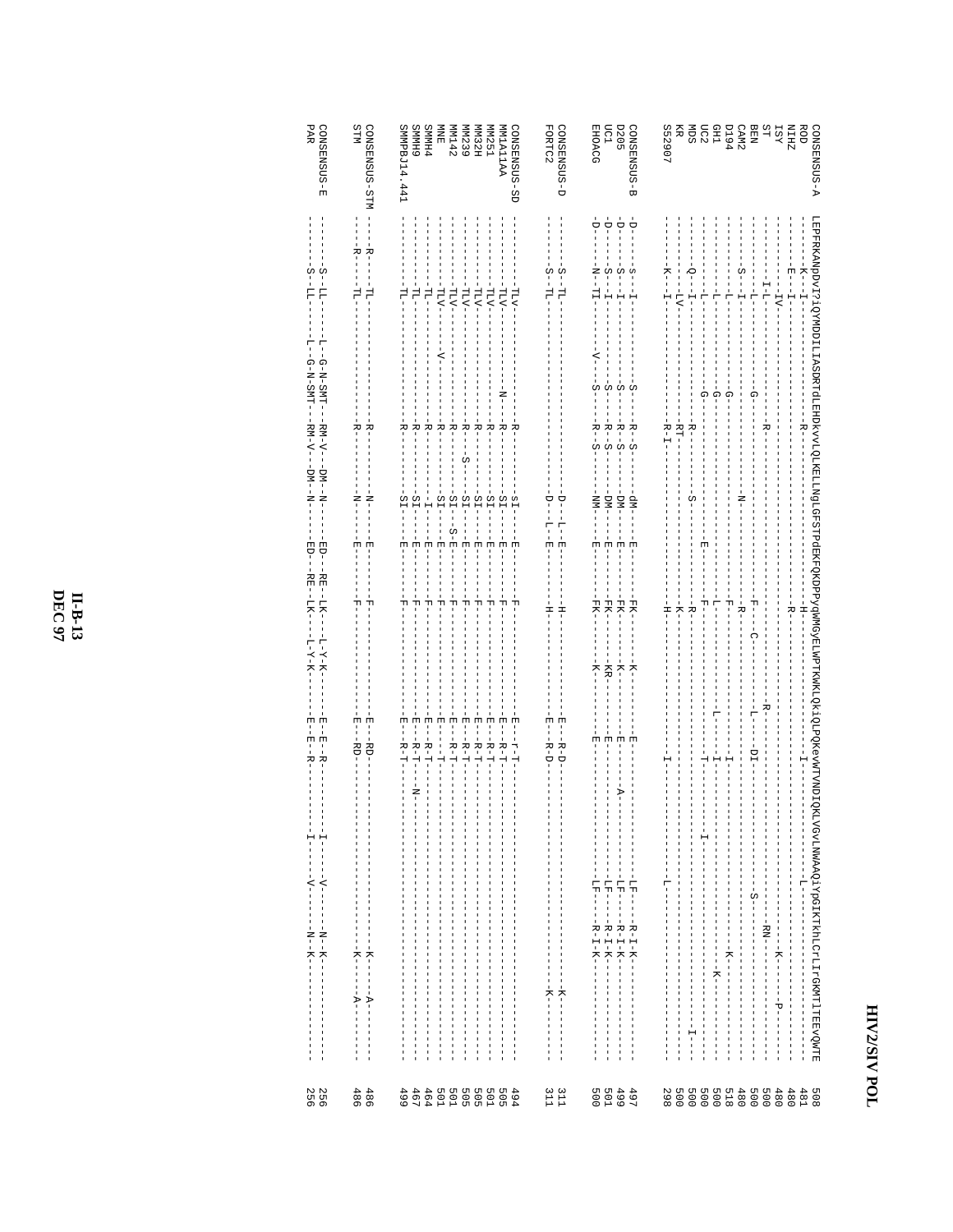```
CONSENSUS-A  LEPFRKANpDvTIQYMDDILIASDRTdLEHDKvvLQLKELLNgLGFSTPdEKFQKDPPyqWMGyELWPTKWKLQKiQLPQKevWTVNDIQKLVGvLNWAAQiYpGIKTkhLCrLIrGKMTlTEEVQWTE  508
ROD          -------K--I------------------------------R----------------H------------------------I--------------L------------------------------  481
NIHZ         -------E--I------------------------------------------------R---------------------------------------------------------------------  480
ISY          ----------IV---------------------------------------------------------------------------------------------------------K-----P-----  480
ST           --------I-L--------------------------------------------------------R--------------------------------RN---------------------------  500
BEN          ----------L--------------------------G---R----------------F---C----L--DI--------------------------S------------------------------  500
CAM2         -------S--I-------------------------------------N----------R---------------------------------------------------------------------  480
D194         ----------L--------------------------G--------------------F--------------I-------------------------------------------K-----------  518
GH1          ----------L--------------------------G-----------------------------L-----I---------------------------------------------K---------  500
UC2          ----------L--------------------------G-----------------E--F--------------T--------I----------------------------------------------  500
MDS          -------Q--I------------------------------R-----S-----------R-----------------------------------------------------------------I---  500
KR           ----------LV-----------------------------RT----------------K---------------------------------------------------------------------  500
S52907       -------K--I------------------------------R-I--------------H--------------I------------------------L------------------------------  298

CONSENSUS-B  -D-----s--I--------------------------S---R-S---dM-----E---FK----K---E--------------------------------------------LF-R-I-K--------  497
D205         -D-----S--I--------------------------S---R-S---DM-----E---FK----K---E----------A---------------------------------LF-R-I-K--------  499
UC1          -D-----S--I--------------------------S---R-S---DM-----E---FK----KR--E--------------------------------------------LF-R-I-K--------  501
EHOACG       -D-----N-TI----------------------V---S---R-S---NM-----E---FK----K---E--------------------------------------------LF-R-I-K--------  500

CONSENSUS-D  --------S-TL-----------------------------------D-L-E-------H--------E-R-D----------------------------------------------K---------  311
FORTC2       --------S-TL-----------------------------------D-L-E-------H--------E-R-D----------------------------------------------K---------  311

CONSENSUS-SD ----------TLV----------------------------R-----sI-----E---F---------E-r-T--------------------------------------------------------  494
MM1A11AA     ----------TLV------------------------N---R-----SI-----E---F---------E-R-T--------------------------------------------------------  505
MM251        ----------TLV----------------------------R-----SI-----E---F---------E-R-T--------------------------------------------------------  501
MM32H        ----------TLV----------------------------R-----SI-----E---F---------E-R-T--------------------------------------------------------  505
MM239        ----------TLV----------------------------R---S-SI-----E---F---------E-R-T--------------------------------------------------------  505
MM142        ----------TLV----------------------------R-----SI---S-E---F---------E-R-T--------------------------------------------------------  501
MNE          ----------TLV------V---------------------R-----SI-----E---F---------E---T--------------------------------------------------------  501
SMMH4        ----------TL-----------------------------R------I-----E---F---------E-R-T--------------------------------------------------------  464
SMMH9        ----------TL-----------------------------R-----SI-----E---F---------E-R-T--N-----------------------------------------------------  467
SMMPBJ14.441 ----------TL-----------------------------R-----SI-----E---F---------E-R-T--------------------------------------------------------  499

CONSENSUS-STM -----R----TL-----------------------------R------N-----E---F---------E-RD---------------------------------------------K--A--------  486
STM          -----R----TL-----------------------------R------N-----E---F---------E-RD---------------------------------------------K--A--------  486

CONSENSUS-E  --------S-LL-------L--G-N-SMT---RM-V---DM--N-----ED---RE--LK----L-Y-K------E-E--R-----------I-----V------N--K--------------------  256
PAR          --------S-LL-------L--G-N-SMT---RM-V---DM--N-----ED---RE--LK----L-Y-K------E-E--R-----------I-----V------N--K--------------------  256
```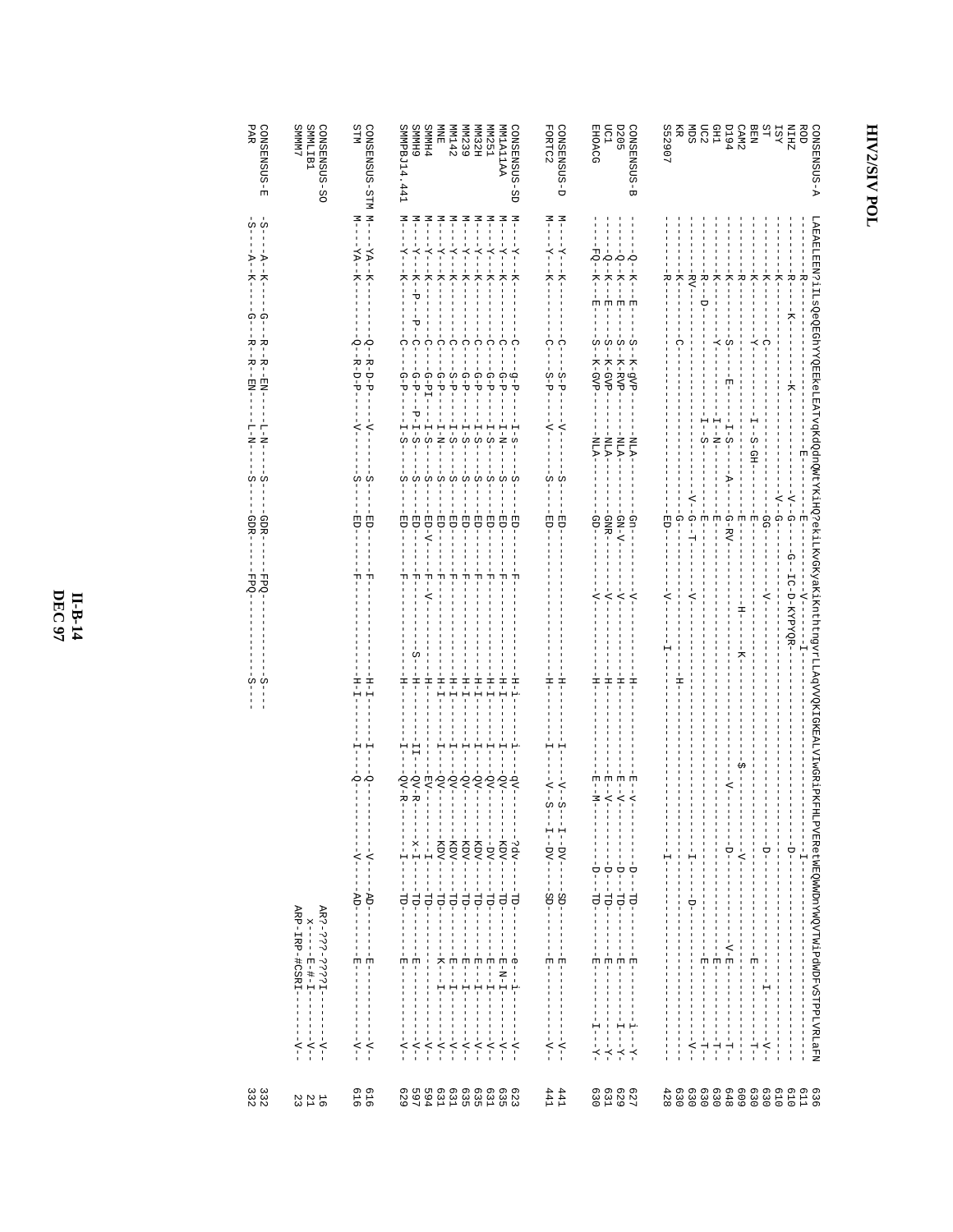# HIV2/SIV POL

```
CONSENSUS-A   LAEAELEEN?iLsQeQEGhYYQEEkeLEATvqkdQdnQWtYKiHQ?ekiLKvGKyakiKnthtngvrLLAqVVQKIGKEALVIwGRiPKFHLPVERetWEQWWDnYWQVTWiPdWDFvSTPPLVRLaFN  636
ROD           -------R--------------------------E-----------V----I-------------------------------------------------------------------------  611
NIHZ          -------R---K-------------K-----------V--G---G--IC-D-KYPYQR-----------------------------D-------------------------------------  610
ISY           -------K--------------------------V--G----------------------------------------------------------------------------------------  610
ST            -------K--------C---------------------GG----------V-------------------------------D----------------------I----------V-        630
BEN           -------K--------Y--------I--S-GH------E----------------------------------------------------------E-----------------T-        630
CAM2          -------R------------------------------E--------------H----K-------------------$--------V---------------------------------        609
D194          -------K--------S-----E-----I-S-----A----G-RV---------------------------V----------D-----------------V-E---------------T-        648
GH1           -------K--------Y-----------I--N--------E---------------------------------------------------------E-------------------T-        630
UC2           -------R--D-------------I--S--------E--------------------------------------------D-------------E-----------------T-            630
MDS           -------RV-----------------------V--G--T------V--------------------------I--------------------------------------V-               630
KR            -------K--------------------------G-------------------------------------------------------------------------------------        630
S52907        -------R--------C---------------ED-------V-----I-----------H---------------I--------------------------------------------        428

CONSENSUS-B   ----Q--K--E-----S-K-gVP-----NLA-----Gn--------V----------H---------E-V--------D--TD---------E--------i--Y-                      627
D205          ----Q--K--E-----S-K-RVP-----NLA-----GN-V------V----------H---------E-V--------D--TD---------E--------I--Y-                      629
UC1           ----Q--K--E-----S-K-GVP-----NLA-----GNR-------V----------H---------E-V--------D--TD---------E-----------Y-                      631
EHOACG        ----FQ--K--E----S-K-GVP-----NLA-----GD--------V----------H---------E-M--------D--TD---------E--------I--Y-                      630

CONSENSUS-D   M---Y---K--------C---S-P---V-------S---ED-----------------H-------I-----V--S--I--DV----SD---------E------------V-               441
FORTC2        M---Y---K--------C---S-P---V-------S---ED-----------------H-------I-----V--S--I--DV----SD---------E------------V-               441

CONSENSUS-SD  M---Y---K--------C---g-P---I-s-----S---ED-------F--------H-i-------i---qV-------?dv----TD---------e--i---------V-                623
MM1A11AA      M---Y---K--------C---G-P---I-N-----S---ED-------F--------H-I-------I---QV-------KDV----TD---------E-N-I--------V-                635
MM251         M---Y---K--------C---G-P---I-S-----S---ED-------F--------H-I-------I---QV--------DV----TD---------E---I--------V-                631
MM32H         M---Y---K--------C---G-P---I-S-----S---ED-------F--------H-I-------I---QV--------------TD---------E---I--------V-                635
MM239         M---Y---K--------C---G-P---I-S-----S---ED-------F--------H-I-------I---QV-------KDV----TD---------E---I--------V-                635
MM142         M---Y---K--------C---S-P---I-S-----S---ED-------F--------H-I-------I---QV-------KDV----TD---------E---I--------V-                631
MNE           M---Y---K--------C---G-P---I-N-----S---ED-------F--------H-I-------I---QV-------KDV----TD---------K---I--------V-                631
SMMH4         M---Y---K--------C---G-PI--I-S-----S---ED-V-----F--V-----H---------I---EV---------I----TD-------------------V-                   594
SMMH9         M---Y---K--P---P--C---G-P--P-I-S---S---ED-------F---------S--H---------II--QV-R------x-I----TD---------E------------V-          597
SMMPBJ14.441  M---Y---K--------C---G-P---I-S-----S---ED-------F--------H---------I---QV-R-------I----TD---------E------------V-                629

CONSENSUS-STM M---YA--K---------Q-R-D-P---V-------S---ED-------F--------H-I-------I---Q----------V----AD---------E------------V-             616
STM           M---YA--K---------Q-R-D-P---V-------S---ED-------F--------H-I-------I---Q----------V----AD---------E------------V-             616

CONSENSUS-SO                                                                                        AR?-???-????I-------V-             16
SMMLIB1                                                                                                 x-----E-#-I-------V-           21
SMMM7                                                                                              ARP-IRP-#CSRI-------V-              23

CONSENSUS-E   -S---A--K------G---R--R--EN-----L-N-----S-----GDR------FPQ------------S-                                                     332
PAR           -S---A--K------G---R--R--EN-----L-N-----S-----GDR------FPQ------------S-                                                     332
```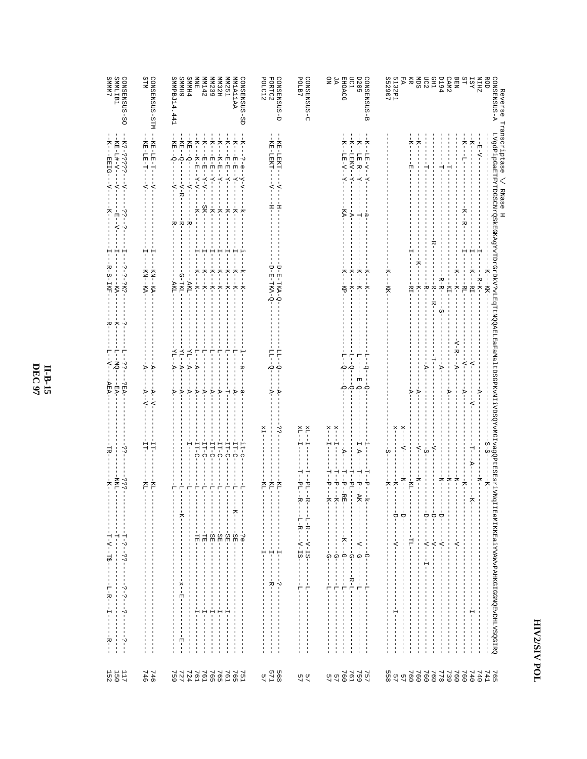```
Reverse Transcriptase \/ RNase H
CONSENSUS-A   LVgdPipGaETFYTDGSCNrQSkEGKAgYVTDrGrDkV?vLEqTtNQQAELEaFaMaLtDSGPKVNIIVDSQYVMGIvagQPtESEsrIVNqIIEeMIKKEaiYVAWVPAHKGIGGNQEvDHLVSQGIRQ   765
ROD           ----------------------K--KK-------------------------------------------S-S------K---------------------------------------   741
NIHZ          --E-V--------------I------R-K---------------------------A---------------N------------------------------------------   740
ISY           --K------------------I------K--RI-----------V-----------V-------------N--------K--------------------I--------   740
ST            --K--L------------K--R-----I------RL---------------V--------A----------T--A--------K-----------------------   760
BEN           ---------------------------K--K-------------V-R---A------------------N-------------V----------------   760
CAM2          ------T---------------------KI-------------------A-------------------N-------------------------------   739
D194          ------T--------------------R-R----S-----A---------------------N-------D----V------------------------   778
GH1           -------------------R----------R--R------T--------------V------------D----V------------------------   760
UC2           ------T--------------------R----------A-----------------S----------D-----V--I---------------------   760
MDS           --K----------------------K--K-----------A-----------------V------N-------D-----V----------------------   760
KR            --K----------------I------RI------------------A---------V-----KL---------TL--------------------------   760
FA            --K----E-----------------------------------------x----V-----N--------D----------------------------   57
5132P1        ----------------------------------------------x------------K-------D--------V-------I-------------   57
SS2907        ----------------------K--KK---------------------------------S-------K------------------------------   558

CONSENSUS-B   --K--LE-v--Y--------a--------K--K-------------L--q--Q-------------i------T--P--k----------G-----L--------   757
D205          --K--LE-R--Y--------T--------K--K-------------L----E-Q-------------I-A----T--P--AK-------V--G------L--------   759
UC1           --K--LEKV--Y--------A--------K--K-------------L---Q--Q--------------------T--PL------------G------R-L--------   761
EHOACG        --K--LE-V--Y-------KA--------K--KP------------L---Q----Q------------A-----T--P--RE-------K--G-------L--------   760
JA            x--I------T--P---K---------G------L------   57
ON            x--I------T--P---K---------G------L------   57

CONSENSUS-C   xL--I-----T--PL--R---L-R---V-IS------L------   57
POLB7         xL--I-----T--PL--R---L-R---V-IS------L------   57

CONSENSUS-D   --KE-LEKT----V----H-----------D-E-TKA-Q---------LL----Q-------A----------??------------KL------------I--------?---------   568
FORTC2        --KE-LEKT----V----H-----------D-E-TKA-Q---------LL----Q-------A--------------------------KL------------I--------R---------   571
POLC12        xI------------KL-----------I---------------------   57

CONSENSUS-SD  --K--?-e--y-v-----k-----------i----k----k-----------l-----a------a---------------it-c---------L----------?e-------------   751
MM1A11AA      --K--E-E--Y-------K----------I----K----K-----------L------------A-----------IT-C---------L----K------SE-------------------   765
MM251         --K--E-E--Y-------K----------I----K----K-----------L----------T-----------IT-C---------L-------SE-----------I---------   761
MM32H         --K--K-E--Y-------K-----------I----K----K----------L-----------A--------------IT-C------L-----SE-----------I---------   765
MM239         --K--E-E--Y-------K-----------I----K----K-----------L-----------A-----------IT-C------L-------SE------------I---------   765
MM142         --K--E-E--Y-V----SK-----------I----K----K-----------L-----------A-----------IT-C------L--------TE-------------I-------   761
MNE           --K--K-E--Y-V------K----------I----K----K----------L---A----------A------------IT-C-------L-------TE-------------I-------   761
SMMH4         --KE--Q-----V------R----------------------AKL---------YL--A-------A------------I-------L----------------------------------   724
SMMH9         --KE--Q-----V-R------R-------------G-TKL---------YL--A------A--------------------L-------K--------------x--E---------   727
SMMPBJ14.441  --KE--Q-----V------R-------------------AKL---------YL--A-------A----------------------L------------------------E---   759

CONSENSUS-STM --KE-LE-T----V-------------------I------KN--KA------------A----A-V------------IT---------KL-------------------------   746
STM           --KE-LE-T----V-------------------I------KN--KA------------A-----A-V-----------IT---------KL--------------------------   746

CONSENSUS-SO  --K?-?????---V--------??--?----------I---?-?-?K?--------?--------L--??---?EA------------??----------???-----------T-?--??------?-?----?---------?--   117
SMMLIB1       --KE-L#-V----V--------E---V--------I-------KA----------K--------L--MQ--EA----------------------NNL--------T------------------------   150
SMMM7         --K---EEIG---V------K-----------I----R-S-IKF-------R----------L--V---AEA---------------TR---------K--------T-V--T$----L-R---I------R--   152
```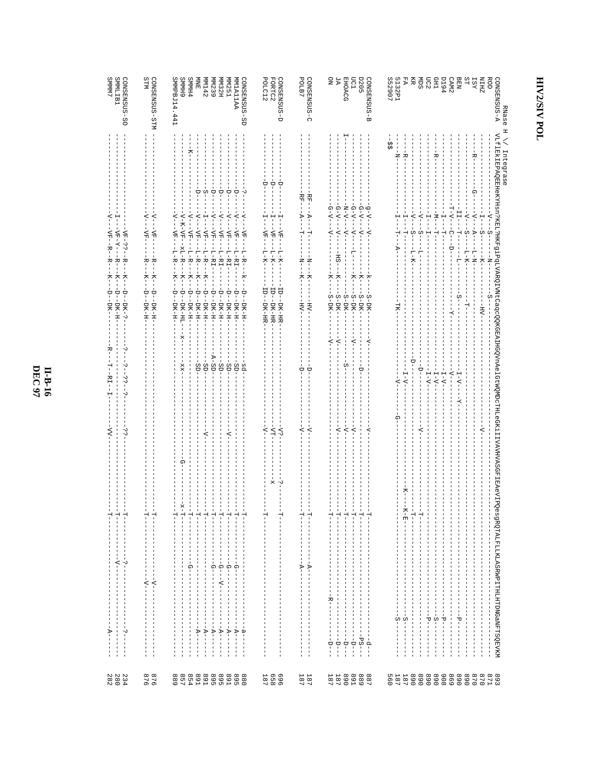# HIV2/SIV POL

```
             RNase H \/ Integrase
CONSENSUS-A  VLfIEKIEPAQEEHeKYHsn?KEL?HKFgiPqLVARQIVNtCaqcQQKGEAIHGQVnAelGtWQMDcTHLeGKiIIVAVHVASGFIEAeVIPQesgRQTALFLLKLASRWPITHLHTDNGanFTSQEVKM  893
ROD          -------------------------------V---S----N----------S------------------------------------------------------------------------------  871
NIHZ         ------R-------------------------I---S----K-----------HV---------------------------V------------------------------------------------  870
ISY          -----------------G-------------V--A----L-N------------------------------------------------------------------------------------------  870
ST           -------------------------------V---S---L-K-----------T-----------------------------------------------------------------------------  890
BEN          ------------------------------II--T----L----------S-----------------I-V-Y----------------------------------------------P---------  890
CAM2         ------------------------------T-V-C--D-------------------Y-----------V------------------------------------------------------------  869
D194         -------------------------------I--T----------------------------------I-V------------------------------------------------P---------  908
GH1          ------R------------------------M--T----------------------------------I-V------------------------------------------------S---------  890
UC2          -------------------------------I--I----------------------------------I-V------------------------------------------------P---------  890
MDS          -------------------------------V---S---L-----------------------------D------V-------------T---------------------------------------  890
KR           -------------------------------V---S---L-K-----------------------D------------------------T---------------------------------------  890
FA           ------R------------------------I--T----------------------------------I-V---------------K--K-E---------------------------S---------  187
5132P1       -----N-------------------------I--T---A-----------TK-------------------V------------------------------------------------S---------  187
S52907       -$$--------------------------------------------------------------------------G----------------------------------------------------  560

CONSENSUS-B  ------------------------------g-V--V---------k----S-DK---V--------D---------V-------------T-----------------------------------d----  887
D205         ------------------------------G-V--V---------K----S-DK--------------D---------------------T----------------------------------PS----  889
UC1          ------------------------------G-V--V---L-----K----S-DK---V-------------------V-------------T-----------------------------------D----  891
EHOACG       I-----------------------------N-V--V--------------S-DK-----------------S-----V-------------T-----------------------------------D----  890
JA           ------------------------------G-V--V---HS----K----S-DK---V-------------------V-------------T-----------------------------------D----  187
ON           ------------------------------G-V--V---------K----S-DK---V---------------------------------T-------------------------R---------D----  187

CONSENSUS-C  --------------------------RF--A--T-----N----K-------HV------------D---------V-------------T-------------------A------------------  187
POLB7        --------------------------RF--A--T-----N----K-------HV------------D---------V-------------T-------------------A------------------  187

CONSENSUS-D  -----------------D-------------I--VF--L-K------ID-DK-HR---------------------V?-------?--T---------------------------------------  696
FORTC2       -----------------D-------------I--VF--L-K------ID-DK-HR---------------------VT--------X-----------------------------------------  658
POLC12       -----------------D-------------I--VF--L-K------ID-DK-HR---------------------V-------------T---------------------------------------  187

CONSENSUS-SD -----------------?-------------V--VF--L-R--k---D-DK-H-------------sd----------------------T----------------G------------------a----  880
MM1A11AA     -----------------D-------------V--VF--L-RI-----D-DK-H-------------SD----------------------T----------------G------------------A----  895
MM251        -----------------D-------------V--VF--L-RI-----D-DK-H-------------SD--------V-------------T----------------G------------------A----  891
MM32H        -----------------D-------------V--VF--L-RI-----D-DK-H-------------SD----------------------T----------------G------------------A----  895
MM239        -----------------D-------------V--VF--L-RI-----D-DK-H-----------A-SD----------------------T----------------G---V--------------A----  895
MM142        -----------------S-------------I--VF--L-R--K---D-DK-H-------------SD----------------------T----------------G------------------A----  891
MNE          -----------------D-------------V--VF--L-R--K---D-DK-H-------------SD--------V-------------T-----------------------------------A----  891
SMMH4        -------------K-----------------V--VF--L-R--K---D-DK-H-----------------------------------T----------------G-----------------------  854
SMMH9        -------------------------------V-K-VF-XL-R-K---D-DK-HL----x-------xx-----------------G--x-T---------------------------------------  857
SMMPBJ14.441 -------------------------------V--VF--L-R--K---D-DK-H-----------------------------------T---------------------------------------  889

CONSENSUS-STM -------------------------------V--VF----R--K---D-DK-H-----------------------------------T-------------------V------------------  876
STM          -------------------------------V--VF----R--K---D-DK-H-----------------------------------T-------------------V------------------  876

CONSENSUS-SO ----------------------------------VF-??-R--K---D-DK-?------?----?-??-?-------??-----------T-------------------?------------?----  234
SMMLIB1      -------------------------------I--VF-Y--R--K---D-DK-H-----------------------------------T------------------V-------------------  280
SMMM7        -------------------------------V--VF-R-R---K---D-DK--------R--T-RI-I--------VV------------T-----------------------------------A----  282
```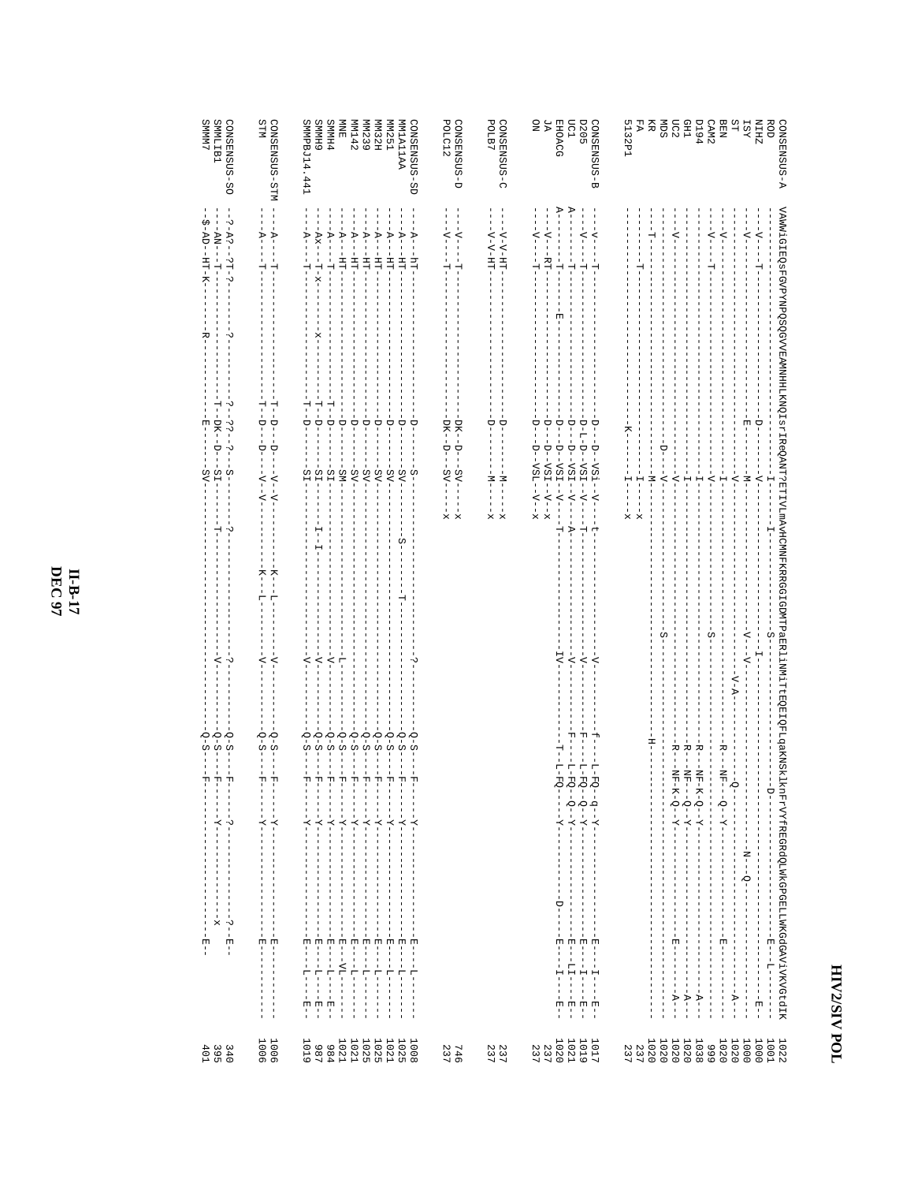```
CONSENSUS-A   VAWWiGIEQsFGVPYNPQSQGVVEAMNHHLKNQIsrIReQANT?ETIVLmAVHCMNFKRRGGIGDMTPaERLiNMITtEQEIQFLqakNSKlknFrVYfREGRdQLWkGPGELLWKGdGAViVKVGtdIK  1022
ROD           ------------------------------------------I------I------------------S----------------------D-------------------E---L------  1001
NIHZ          --V---T------------------------D-------V---------------------------I----------------------------------------------------E-  1000
ISY           --V----------------------------E-------M------------------------V--V----------------------------------------------------  1000
ST            --V----------------------------------V-----------------------------------------------------N--Q-----------------A---  1020
BEN           --V----------------------------------I----------------------------V-A----R--NF--Q--Y-------------------E-------------  1020
CAM2          --V---T------------------------------V------------------------S----------------Q-------------------------------------  999
D194          --V----------------------------------I------------------------------------R--NF-K-Q--Y-----------------------A--  1038
GH1           -------------------------------------I------------------------------------R--NF---Q-Y----------------------A--  1020
UC2           --V----------------------------------V------------------------------------R--NF-K-Q--Y----------------E------A--  1020
MDS           ----------------------------D--------V----------------------S--------------------------------------------------  1020
KR            --T----------------------------------M------------------------------H-------------------------------------------  1020
FA            --------------------------------------I-----x                                                                       237
S132P1        ----T-------------------------K-------I-----x                                                                       237

CONSENSUS-B   --V---T------------------------D---D--VSi--V----t-----------------V------------f----L-FQ--q--Y------------E---I---E-  1017
D205          --V---T------------------------D-L-D--VSI--V----T-----------------V------------F----L-FQ--Q--Y------------E---I---E-  1019
UC1           --V---T------------------------D---D--VSI--V----A-----------------V------------F----L-FQ--Q--Y------------E---LI--E-  1021
EHOACG        A-------T------E---------------D---D--VSI--V----T-----------------IV---------------T--L-FQ-----Y-------D----E---I---E-  1020
JA            --V---RT-----------------------D---D--VSI--V--x                                                                    237
ON            --V---T------------------------D---D--VSL--V--x                                                                    237

CONSENSUS-C   --V-V-HT-----------------------D--------M-----x                                                                    237
POLB7         --V-V-HT-----------------------D--------M-----x                                                                    237

CONSENSUS-D   --V---T------------------------DK--D--SV-----x                                                                     746
POLC12        --V---T------------------------DK--D--SV-----x                                                                     237

CONSENSUS-SD  --A---hT-----------------------D--------S--------------------------?------------Q-S----F-------Y------------E---L-----  1008
MM1A11AA      --A---HT-----------------------D--------SV-------S-------T---------------------Q-S----F-------Y------------E---L-----  1025
MM251         --A---HT-----------------------D--------SV-------------------------------------Q-S----F-------Y------------E---L-----  1021
MM32H         --A---HT-----------------------D--------SV-------------------------------------Q-S----F-------Y------------E---L-----  1025
MM239         --A---HT-----------------------D--------SV-------------------------------------Q-S----F-------Y------------E---L-----  1025
MM142         --A---HT-----------------------D--------SV-------------------------------------Q-S----F-------Y------------E---L-----  1021
MNE           --A---HT-----------------------D--------SM-------------------------L-----------Q-S----F-------Y------------E---VL----  1021
SMMH4         --A---T------------------------T-D------SI-------------------------V-----------Q-S----F-------Y------------E---L---E-  984
SMMH9         --AX--T-x--------x-------------T-D------SI------I-I----------------V-----------Q-S----F-------Y------------E---L---E-  987
SMMPBJ14.441  --A---T------------------------T-D------SI-------------------------V-----------Q-S----F-------Y------------E---L---E-  1019

CONSENSUS-STM --A---T------------------------T-D---D--V--V------------K--L-------V-----------Q-S----F-------Y------------E---------  1006
STM           --A---T------------------------T-D---D--V--V------------K--L-------V-----------Q-S----F-------Y------------E---------  1006

CONSENSUS-SO  -?-A?--?T-?--------?-----------?-??--?--S-------?------------------?-----------Q-S----F-------?------------?--E--  340
SMMLIB1       --AN---T-----------------------T-DK--D--SI-------T-----------------V-----------Q-S----F-------Y------------x       395
SMMM7         --$-AD--HT-K-------R-----------E--------SV-------------------------------------Q-S----F-------------------E--  401
```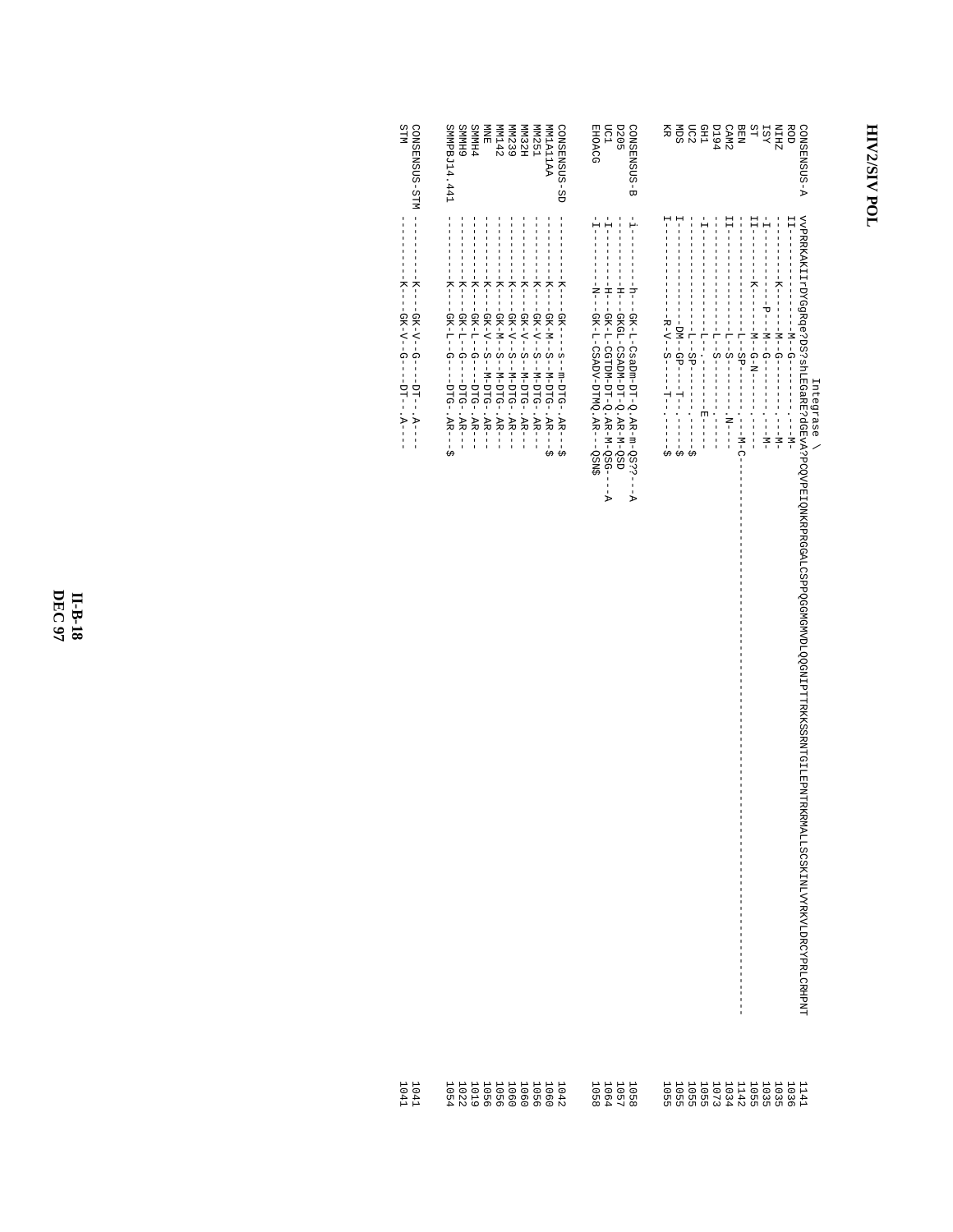# HIV2/SIV POL

```
                  Integrase \
CONSENSUS-A    vvPRRKAKIIrDYGgRqe?DS?snLEGaRE?dGEvA?PQQVPEIQNKRPRGGALCSPPQGGMGMVDLQQGNIPTTRKKSSRNTGILEPNTRKRMALLSCSKINLVYRKVLDRCYPRLCRHPNT   1141
ROD            II-------------M--G--------.---M-                                                                                   1036
NIHZ           -I-------K-----M--G--------.---M-                                                                                   1035
ISY            -I----------P--M--G--------.---M-                                                                                   1035
ST             II-------K-----M--G-N-----.-----                                                                                    1055
BEN            ------------L--SP---------.---M-C--------------------------------------------------------------------------------  1142
CAM2           II----------L--S----------N---                                                                                      1034
D194           ------------L--S----------.----                                                                                     1073
GH1            -I----------L-------------E----                                                                                     1055
UC2            ------------L--SP----------.----$                                                                                   1055
MDS            I-----------DM--GP----T--.----$                                                                                     1055
KR             I-----------R-V--S-----T--.----$                                                                                    1055

CONSENSUS-B    -i-------h--GK-L-CsaDm-DT-Q.AR-m-QS??--A                                                                            1058
D205           ---------H--GKGL-CSADM-DT-Q.AR-M-QSD                                                                                1057
UC1            -I-------H--GK-L-CGTDM-DT-Q.AR-M-QSG---A                                                                            1064
EHOACG         -I-------N--GK-L-CSADV-DTMQ.AR--QSN$                                                                                1058

CONSENSUS-SD   ---------K---GK---s--m-DTG-.AR---$                                                                                  1042
MM1A11AA       ---------K---GK-M--S--M-DTG-.AR---$                                                                                 1060
MM251          ---------K---GK-V--S--M-DTG-.AR---                                                                                  1056
MM32H          ---------K---GK-V--S--M-DTG-.AR---                                                                                  1060
MM239          ---------K---GK-V--S--M-DTG-.AR---                                                                                  1060
MM142          ---------K---GK-M--S--M-DTG-.AR---                                                                                  1056
MNE            ---------K---GK-V--S--M-DTG-.AR---                                                                                  1056
SMMH4          ---------K---GK-L--G----DTG-.AR---                                                                                  1019
SMMH9          ---------K---GK-L--G----DTG-.AR---                                                                                  1022
SMMPBJ14.441   ---------K---GK-L--G----DTG-.AR---$                                                                                 1054

CONSENSUS-STM  ---------K---GK-V--G----DT-.A---                                                                                    1041
STM            ---------K---GK-V--G----DT-.A---                                                                                    1041
```

II-B-18
DEC 97